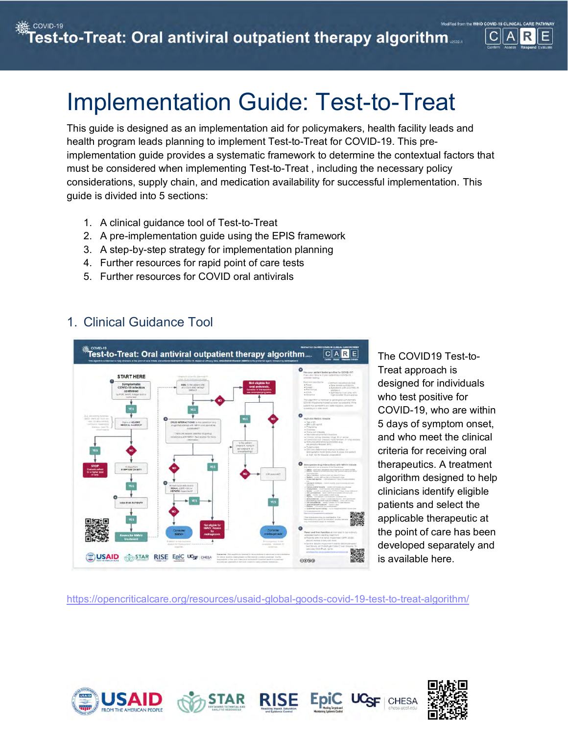# Implementation Guide: Test-to-Treat

This guide is designed as an implementation aid for policymakers, health facility leads and health program leads planning to implement Test-to-Treat for COVID-19. This pre-implementation guide provides a systematic framework to determine the contextual factors that must be considered when implementing Test-to-Treat , including the necessary policy considerations, supply chain, and medication availability for successful implementation. This guide is divided into 5 sections:

1. A clinical guidance tool of Test-to-Treat
2. A pre-implementation guide using the EPIS framework
3. A step-by-step strategy for implementation planning
4. Further resources for rapid point of care tests
5. Further resources for COVID oral antivirals

## 1. Clinical Guidance Tool

The COVID19 Test-to-Treat approach is designed for individuals who test positive for COVID-19, who are within 5 days of symptom onset, and who meet the clinical criteria for receiving oral therapeutics. A treatment algorithm designed to help clinicians identify eligible patients and select the applicable therapeutic at the point of care has been developed separately and is available here.

https://opencriticalcare.org/resources/usaid-global-goods-covid-19-test-to-treat-algorithm/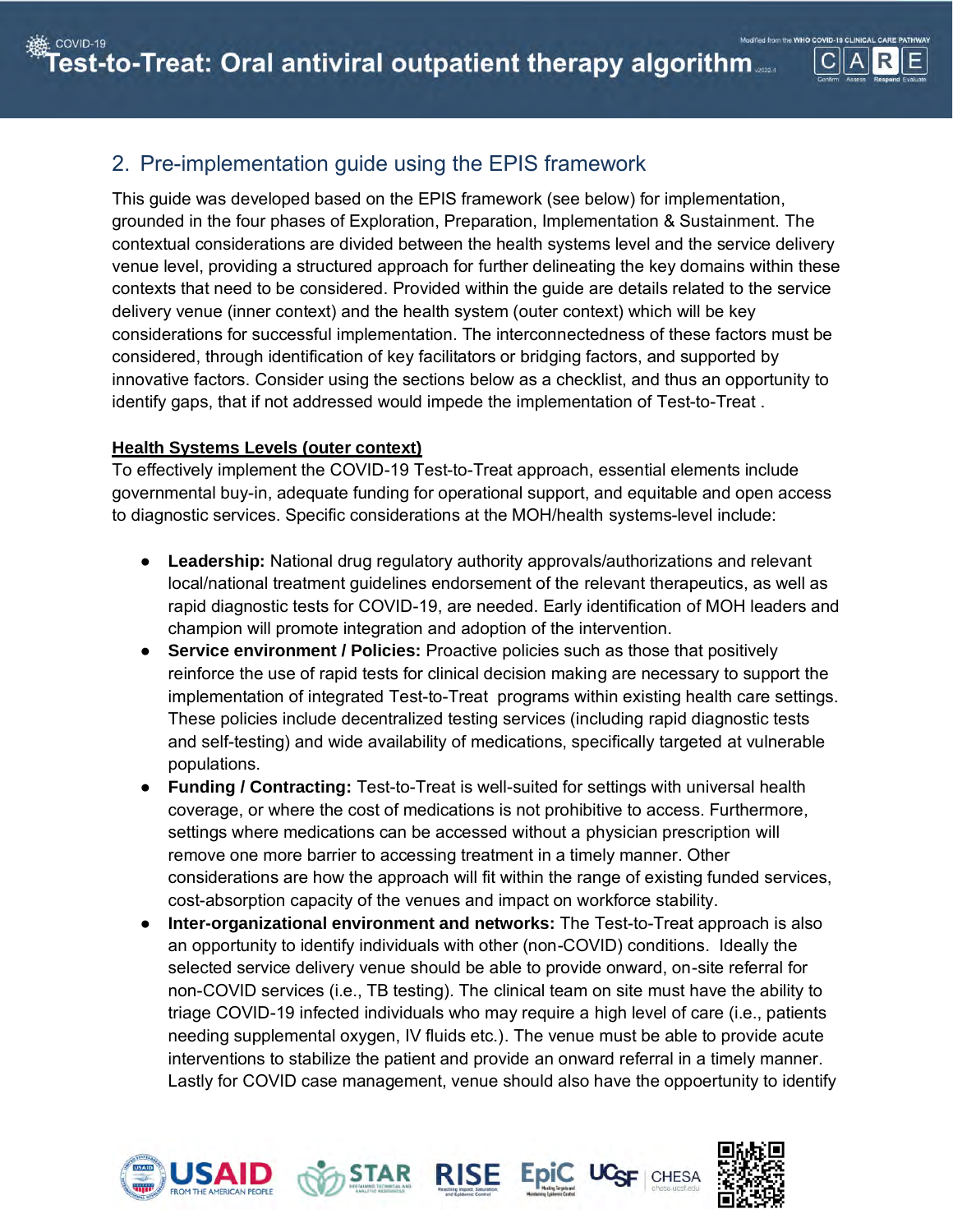## 2. Pre-implementation guide using the EPIS framework

This guide was developed based on the EPIS framework (see below) for implementation, grounded in the four phases of Exploration, Preparation, Implementation & Sustainment. The contextual considerations are divided between the health systems level and the service delivery venue level, providing a structured approach for further delineating the key domains within these contexts that need to be considered. Provided within the guide are details related to the service delivery venue (inner context) and the health system (outer context) which will be key considerations for successful implementation. The interconnectedness of these factors must be considered, through identification of key facilitators or bridging factors, and supported by innovative factors. Consider using the sections below as a checklist, and thus an opportunity to identify gaps, that if not addressed would impede the implementation of Test-to-Treat .

**Health Systems Levels (outer context)**

To effectively implement the COVID-19 Test-to-Treat approach, essential elements include governmental buy-in, adequate funding for operational support, and equitable and open access to diagnostic services. Specific considerations at the MOH/health systems-level include:

- **Leadership:** National drug regulatory authority approvals/authorizations and relevant local/national treatment guidelines endorsement of the relevant therapeutics, as well as rapid diagnostic tests for COVID-19, are needed. Early identification of MOH leaders and champion will promote integration and adoption of the intervention.
- **Service environment / Policies:** Proactive policies such as those that positively reinforce the use of rapid tests for clinical decision making are necessary to support the implementation of integrated Test-to-Treat programs within existing health care settings. These policies include decentralized testing services (including rapid diagnostic tests and self-testing) and wide availability of medications, specifically targeted at vulnerable populations.
- **Funding / Contracting:** Test-to-Treat is well-suited for settings with universal health coverage, or where the cost of medications is not prohibitive to access. Furthermore, settings where medications can be accessed without a physician prescription will remove one more barrier to accessing treatment in a timely manner. Other considerations are how the approach will fit within the range of existing funded services, cost-absorption capacity of the venues and impact on workforce stability.
- **Inter-organizational environment and networks:** The Test-to-Treat approach is also an opportunity to identify individuals with other (non-COVID) conditions. Ideally the selected service delivery venue should be able to provide onward, on-site referral for non-COVID services (i.e., TB testing). The clinical team on site must have the ability to triage COVID-19 infected individuals who may require a high level of care (i.e., patients needing supplemental oxygen, IV fluids etc.). The venue must be able to provide acute interventions to stabilize the patient and provide an onward referral in a timely manner. Lastly for COVID case management, venue should also have the oppoertunity to identify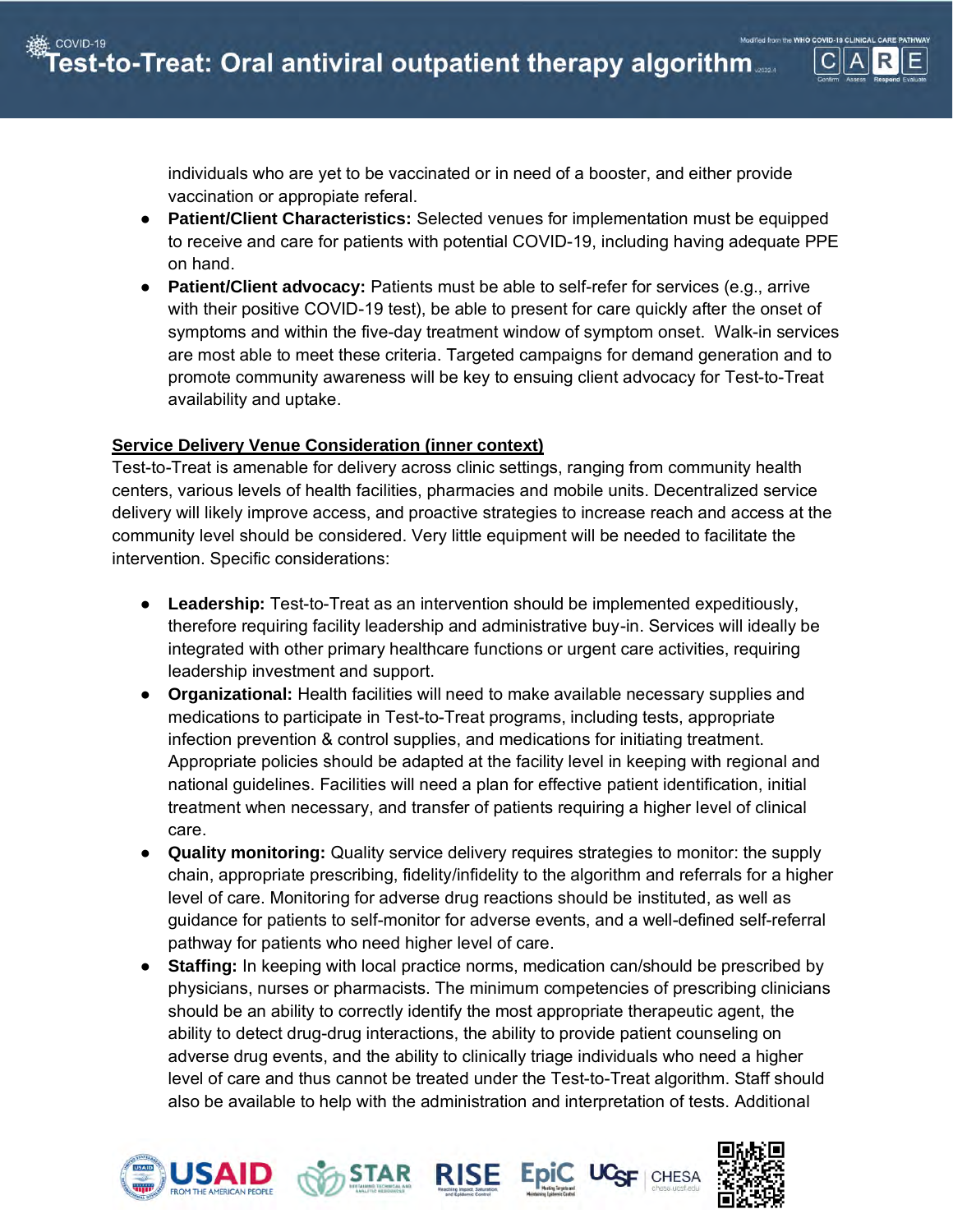individuals who are yet to be vaccinated or in need of a booster, and either provide vaccination or appropriate referal.

- **Patient/Client Characteristics:** Selected venues for implementation must be equipped to receive and care for patients with potential COVID-19, including having adequate PPE on hand.
- **Patient/Client advocacy:** Patients must be able to self-refer for services (e.g., arrive with their positive COVID-19 test), be able to present for care quickly after the onset of symptoms and within the five-day treatment window of symptom onset. Walk-in services are most able to meet these criteria. Targeted campaigns for demand generation and to promote community awareness will be key to ensuring client advocacy for Test-to-Treat availability and uptake.

**Service Delivery Venue Consideration (inner context)**

Test-to-Treat is amenable for delivery across clinic settings, ranging from community health centers, various levels of health facilities, pharmacies and mobile units. Decentralized service delivery will likely improve access, and proactive strategies to increase reach and access at the community level should be considered. Very little equipment will be needed to facilitate the intervention. Specific considerations:

- **Leadership:** Test-to-Treat as an intervention should be implemented expeditiously, therefore requiring facility leadership and administrative buy-in. Services will ideally be integrated with other primary healthcare functions or urgent care activities, requiring leadership investment and support.
- **Organizational:** Health facilities will need to make available necessary supplies and medications to participate in Test-to-Treat programs, including tests, appropriate infection prevention & control supplies, and medications for initiating treatment. Appropriate policies should be adapted at the facility level in keeping with regional and national guidelines. Facilities will need a plan for effective patient identification, initial treatment when necessary, and transfer of patients requiring a higher level of clinical care.
- **Quality monitoring:** Quality service delivery requires strategies to monitor: the supply chain, appropriate prescribing, fidelity/infidelity to the algorithm and referrals for a higher level of care. Monitoring for adverse drug reactions should be instituted, as well as guidance for patients to self-monitor for adverse events, and a well-defined self-referral pathway for patients who need higher level of care.
- **Staffing:** In keeping with local practice norms, medication can/should be prescribed by physicians, nurses or pharmacists. The minimum competencies of prescribing clinicians should be an ability to correctly identify the most appropriate therapeutic agent, the ability to detect drug-drug interactions, the ability to provide patient counseling on adverse drug events, and the ability to clinically triage individuals who need a higher level of care and thus cannot be treated under the Test-to-Treat algorithm. Staff should also be available to help with the administration and interpretation of tests. Additional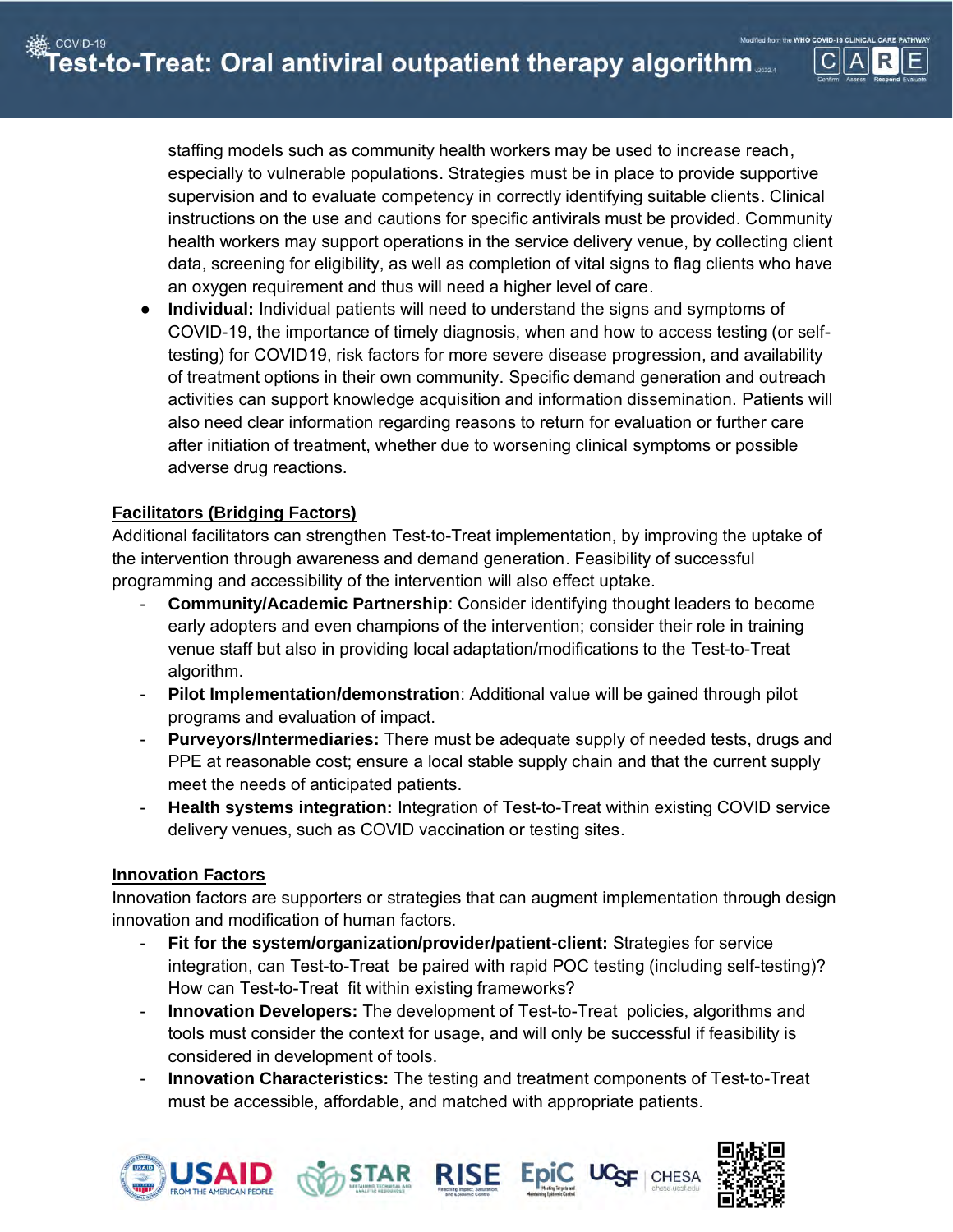staffing models such as community health workers may be used to increase reach, especially to vulnerable populations. Strategies must be in place to provide supportive supervision and to evaluate competency in correctly identifying suitable clients. Clinical instructions on the use and cautions for specific antivirals must be provided. Community health workers may support operations in the service delivery venue, by collecting client data, screening for eligibility, as well as completion of vital signs to flag clients who have an oxygen requirement and thus will need a higher level of care.

- **Individual:** Individual patients will need to understand the signs and symptoms of COVID-19, the importance of timely diagnosis, when and how to access testing (or self-testing) for COVID19, risk factors for more severe disease progression, and availability of treatment options in their own community. Specific demand generation and outreach activities can support knowledge acquisition and information dissemination. Patients will also need clear information regarding reasons to return for evaluation or further care after initiation of treatment, whether due to worsening clinical symptoms or possible adverse drug reactions.

**Facilitators (Bridging Factors)**

Additional facilitators can strengthen Test-to-Treat implementation, by improving the uptake of the intervention through awareness and demand generation. Feasibility of successful programming and accessibility of the intervention will also effect uptake.

- **Community/Academic Partnership**: Consider identifying thought leaders to become early adopters and even champions of the intervention; consider their role in training venue staff but also in providing local adaptation/modifications to the Test-to-Treat algorithm.
- **Pilot Implementation/demonstration**: Additional value will be gained through pilot programs and evaluation of impact.
- **Purveyors/Intermediaries:** There must be adequate supply of needed tests, drugs and PPE at reasonable cost; ensure a local stable supply chain and that the current supply meet the needs of anticipated patients.
- **Health systems integration:** Integration of Test-to-Treat within existing COVID service delivery venues, such as COVID vaccination or testing sites.

**Innovation Factors**

Innovation factors are supporters or strategies that can augment implementation through design innovation and modification of human factors.

- **Fit for the system/organization/provider/patient-client:** Strategies for service integration, can Test-to-Treat be paired with rapid POC testing (including self-testing)? How can Test-to-Treat fit within existing frameworks?
- **Innovation Developers:** The development of Test-to-Treat policies, algorithms and tools must consider the context for usage, and will only be successful if feasibility is considered in development of tools.
- **Innovation Characteristics:** The testing and treatment components of Test-to-Treat must be accessible, affordable, and matched with appropriate patients.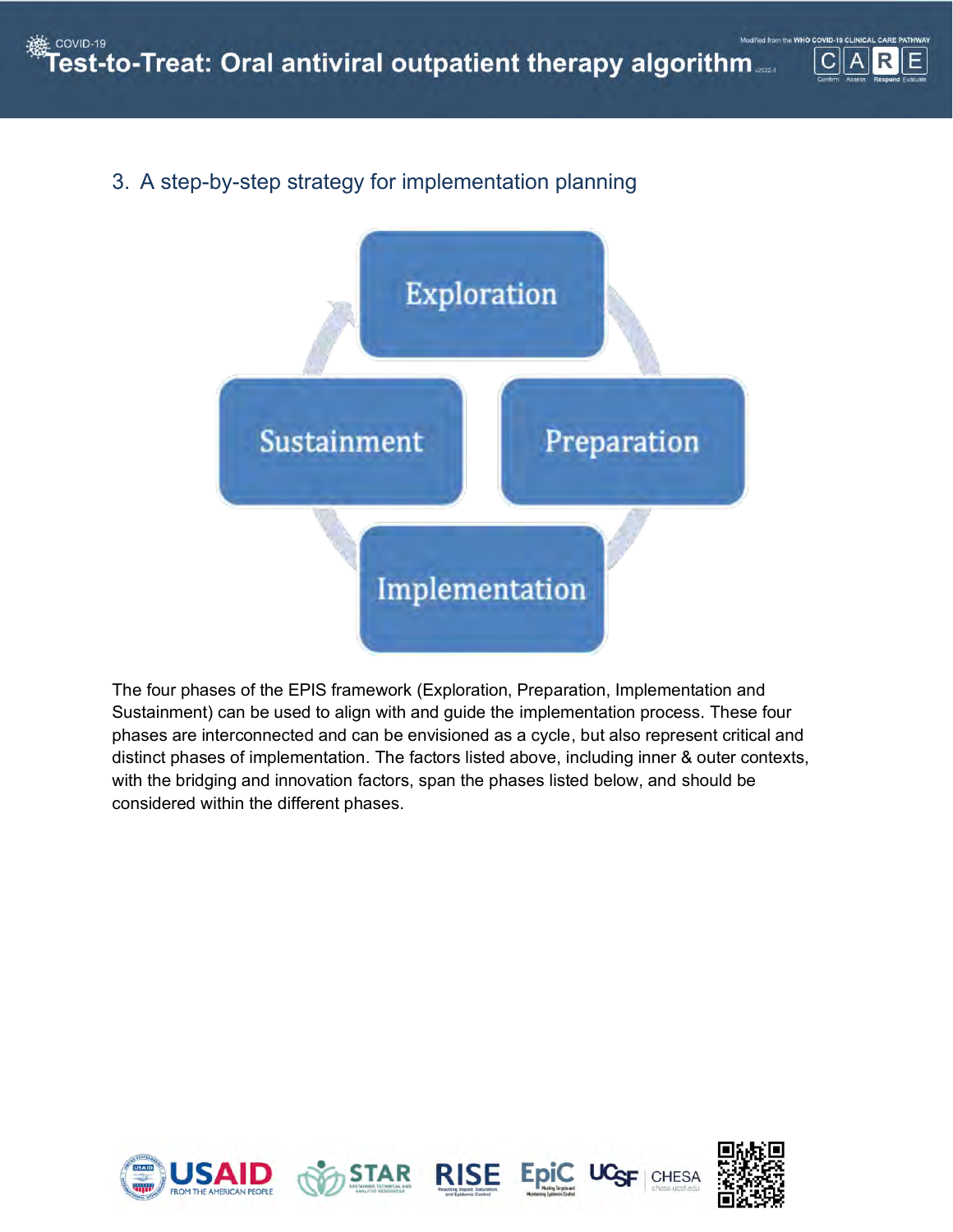## 3. A step-by-step strategy for implementation planning

Exploration

Preparation

Implementation

Sustainment

The four phases of the EPIS framework (Exploration, Preparation, Implementation and Sustainment) can be used to align with and guide the implementation process. These four phases are interconnected and can be envisioned as a cycle, but also represent critical and distinct phases of implementation. The factors listed above, including inner & outer contexts, with the bridging and innovation factors, span the phases listed below, and should be considered within the different phases.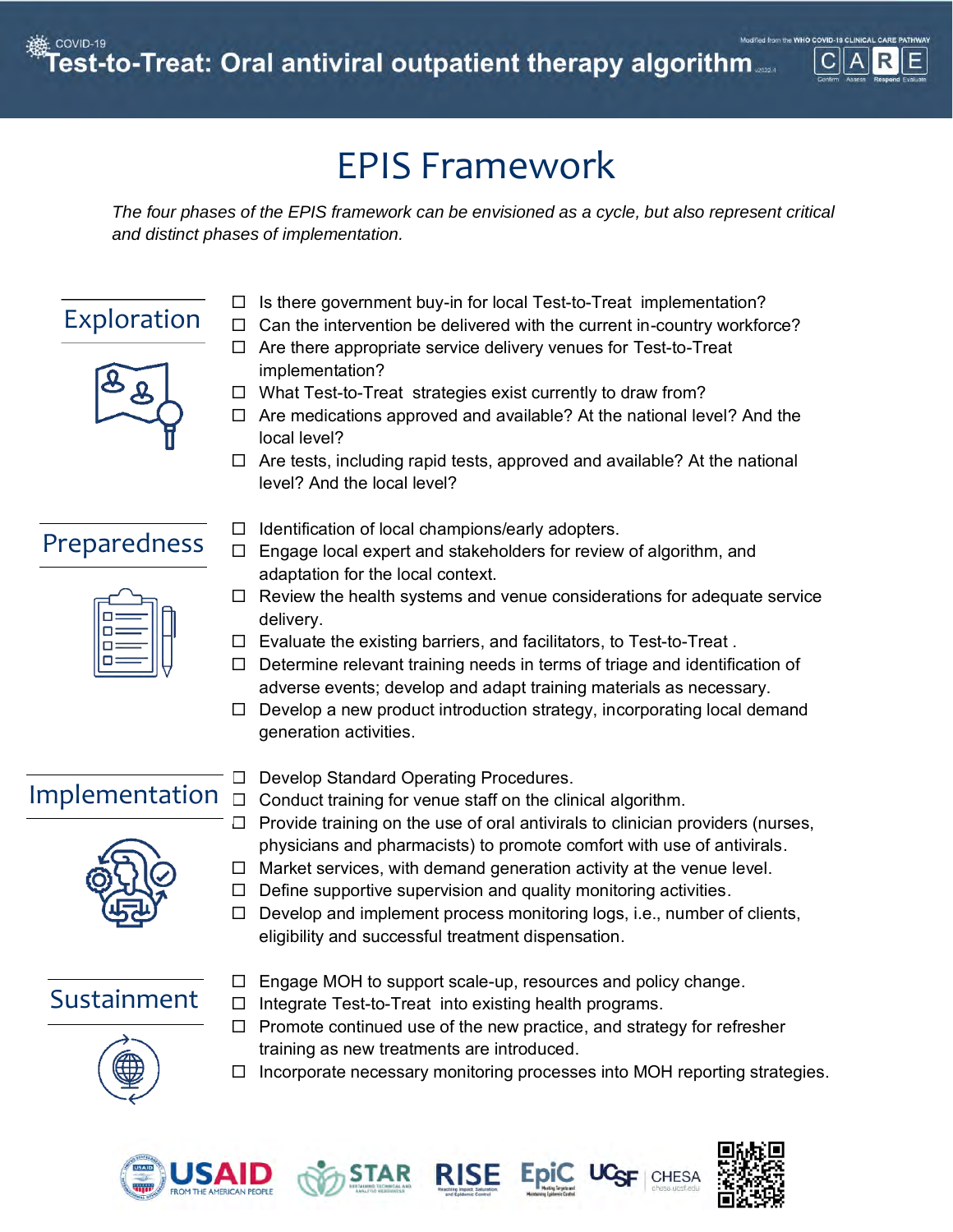# EPIS Framework

*The four phases of the EPIS framework can be envisioned as a cycle, but also represent critical and distinct phases of implementation.*

## Exploration

- ☐ Is there government buy-in for local Test-to-Treat implementation?
- ☐ Can the intervention be delivered with the current in-country workforce?
- ☐ Are there appropriate service delivery venues for Test-to-Treat implementation?
- ☐ What Test-to-Treat strategies exist currently to draw from?
- ☐ Are medications approved and available? At the national level? And the local level?
- ☐ Are tests, including rapid tests, approved and available? At the national level? And the local level?

## Preparedness

- ☐ Identification of local champions/early adopters.
- ☐ Engage local expert and stakeholders for review of algorithm, and adaptation for the local context.
- ☐ Review the health systems and venue considerations for adequate service delivery.
- ☐ Evaluate the existing barriers, and facilitators, to Test-to-Treat .
- ☐ Determine relevant training needs in terms of triage and identification of adverse events; develop and adapt training materials as necessary.
- ☐ Develop a new product introduction strategy, incorporating local demand generation activities.

## Implementation

- ☐ Develop Standard Operating Procedures.
- ☐ Conduct training for venue staff on the clinical algorithm.
- ☐ Provide training on the use of oral antivirals to clinician providers (nurses, physicians and pharmacists) to promote comfort with use of antivirals.
- ☐ Market services, with demand generation activity at the venue level.
- ☐ Define supportive supervision and quality monitoring activities.
- ☐ Develop and implement process monitoring logs, i.e., number of clients, eligibility and successful treatment dispensation.

## Sustainment

- ☐ Engage MOH to support scale-up, resources and policy change.
- ☐ Integrate Test-to-Treat into existing health programs.
- ☐ Promote continued use of the new practice, and strategy for refresher training as new treatments are introduced.
- ☐ Incorporate necessary monitoring processes into MOH reporting strategies.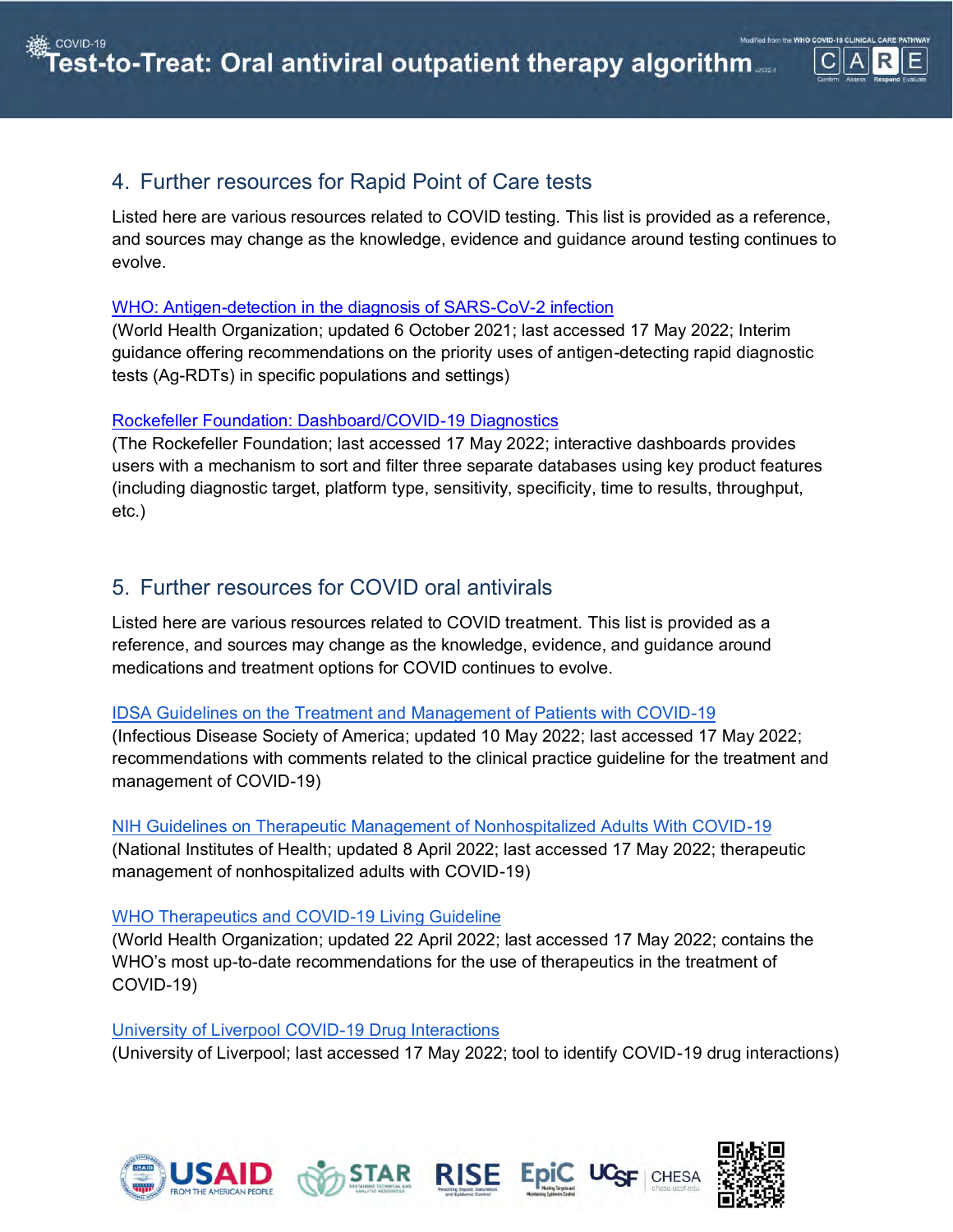## 4. Further resources for Rapid Point of Care tests

Listed here are various resources related to COVID testing. This list is provided as a reference, and sources may change as the knowledge, evidence and guidance around testing continues to evolve.

WHO: Antigen-detection in the diagnosis of SARS-CoV-2 infection
(World Health Organization; updated 6 October 2021; last accessed 17 May 2022; Interim guidance offering recommendations on the priority uses of antigen-detecting rapid diagnostic tests (Ag-RDTs) in specific populations and settings)

Rockefeller Foundation: Dashboard/COVID-19 Diagnostics
(The Rockefeller Foundation; last accessed 17 May 2022; interactive dashboards provides users with a mechanism to sort and filter three separate databases using key product features (including diagnostic target, platform type, sensitivity, specificity, time to results, throughput, etc.)

## 5. Further resources for COVID oral antivirals

Listed here are various resources related to COVID treatment. This list is provided as a reference, and sources may change as the knowledge, evidence, and guidance around medications and treatment options for COVID continues to evolve.

IDSA Guidelines on the Treatment and Management of Patients with COVID-19
(Infectious Disease Society of America; updated 10 May 2022; last accessed 17 May 2022; recommendations with comments related to the clinical practice guideline for the treatment and management of COVID-19)

NIH Guidelines on Therapeutic Management of Nonhospitalized Adults With COVID-19
(National Institutes of Health; updated 8 April 2022; last accessed 17 May 2022; therapeutic management of nonhospitalized adults with COVID-19)

WHO Therapeutics and COVID-19 Living Guideline
(World Health Organization; updated 22 April 2022; last accessed 17 May 2022; contains the WHO's most up-to-date recommendations for the use of therapeutics in the treatment of COVID-19)

University of Liverpool COVID-19 Drug Interactions
(University of Liverpool; last accessed 17 May 2022; tool to identify COVID-19 drug interactions)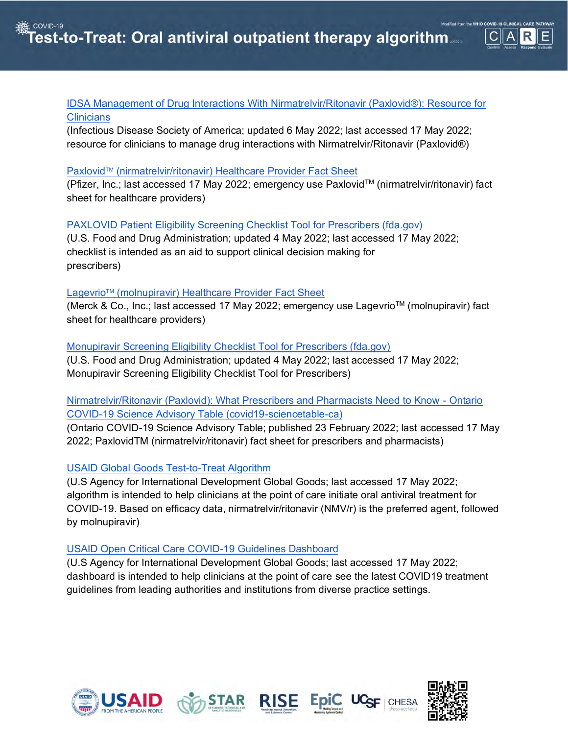[IDSA Management of Drug Interactions With Nirmatrelvir/Ritonavir (Paxlovid®): Resource for Clinicians]
(Infectious Disease Society of America; updated 6 May 2022; last accessed 17 May 2022; resource for clinicians to manage drug interactions with Nirmatrelvir/Ritonavir (Paxlovid®)

[Paxlovid™ (nirmatrelvir/ritonavir) Healthcare Provider Fact Sheet]
(Pfizer, Inc.; last accessed 17 May 2022; emergency use Paxlovid™ (nirmatrelvir/ritonavir) fact sheet for healthcare providers)

[PAXLOVID Patient Eligibility Screening Checklist Tool for Prescribers (fda.gov)]
(U.S. Food and Drug Administration; updated 4 May 2022; last accessed 17 May 2022; checklist is intended as an aid to support clinical decision making for prescribers)

[Lagevrio™ (molnupiravir) Healthcare Provider Fact Sheet]
(Merck & Co., Inc.; last accessed 17 May 2022; emergency use Lagevrio™ (molnupiravir) fact sheet for healthcare providers)

[Monupiravir Screening Eligibility Checklist Tool for Prescribers (fda.gov)]
(U.S. Food and Drug Administration; updated 4 May 2022; last accessed 17 May 2022; Monupiravir Screening Eligibility Checklist Tool for Prescribers)

[Nirmatrelvir/Ritonavir (Paxlovid): What Prescribers and Pharmacists Need to Know - Ontario COVID-19 Science Advisory Table (covid19-sciencetable-ca)]
(Ontario COVID-19 Science Advisory Table; published 23 February 2022; last accessed 17 May 2022; PaxlovidTM (nirmatrelvir/ritonavir) fact sheet for prescribers and pharmacists)

[USAID Global Goods Test-to-Treat Algorithm]
(U.S Agency for International Development Global Goods; last accessed 17 May 2022; algorithm is intended to help clinicians at the point of care initiate oral antiviral treatment for COVID-19. Based on efficacy data, nirmatrelvir/ritonavir (NMV/r) is the preferred agent, followed by molnupiravir)

[USAID Open Critical Care COVID-19 Guidelines Dashboard]
(U.S Agency for International Development Global Goods; last accessed 17 May 2022; dashboard is intended to help clinicians at the point of care see the latest COVID19 treatment guidelines from leading authorities and institutions from diverse practice settings.